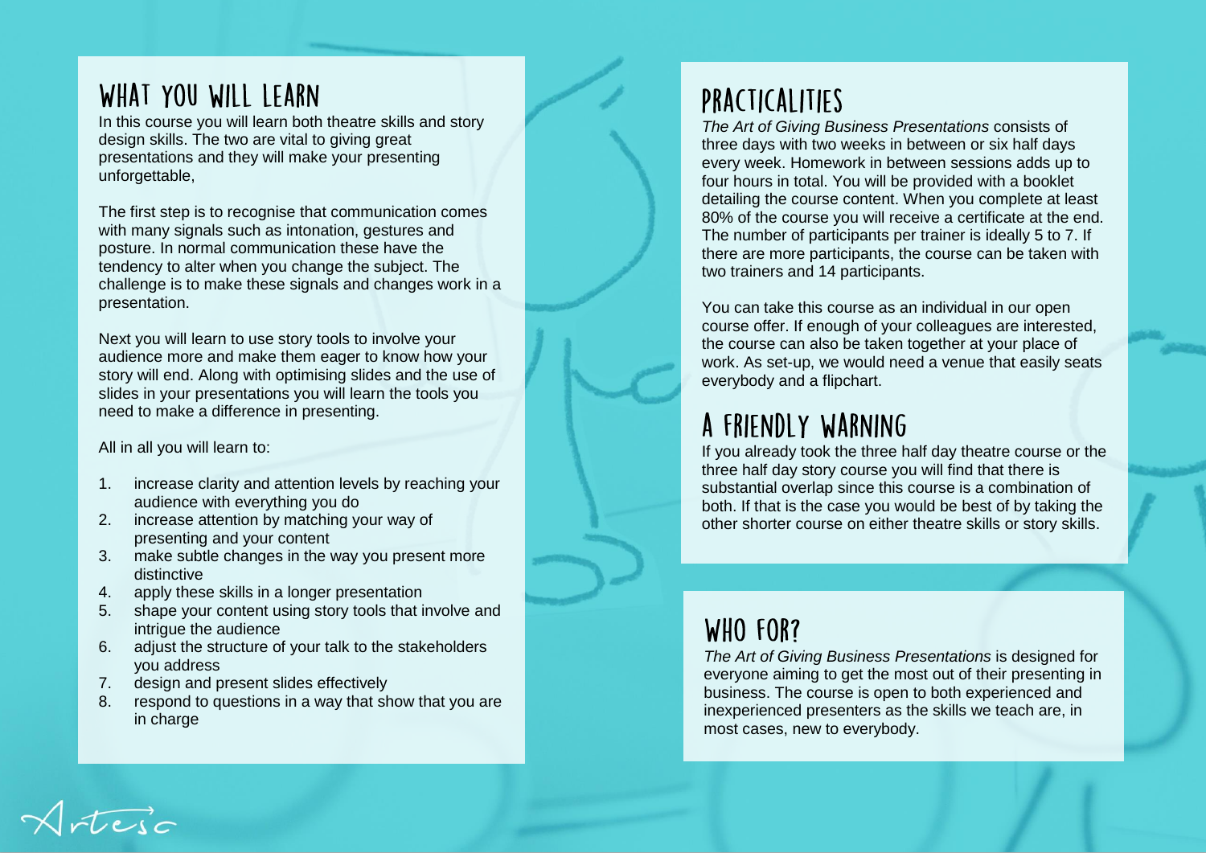## WHAT YOU WILL LEARN

In this course you will learn both theatre skills and story design skills. The two are vital to giving great presentations and they will make your presenting unforgettable,

The first step is to recognise that communication comes with many signals such as intonation, gestures and posture. In normal communication these have the tendency to alter when you change the subject. The challenge is to make these signals and changes work in a presentation.

Next you will learn to use story tools to involve your audience more and make them eager to know how your story will end. Along with optimising slides and the use of slides in your presentations you will learn the tools you need to make a difference in presenting.

All in all you will learn to:

1. increase clarity and attention levels by reaching your audience with everything you do
2. increase attention by matching your way of presenting and your content
3. make subtle changes in the way you present more distinctive
4. apply these skills in a longer presentation
5. shape your content using story tools that involve and intrigue the audience
6. adjust the structure of your talk to the stakeholders you address
7. design and present slides effectively
8. respond to questions in a way that show that you are in charge

## PRACTICALITIES

*The Art of Giving Business Presentations* consists of three days with two weeks in between or six half days every week. Homework in between sessions adds up to four hours in total. You will be provided with a booklet detailing the course content. When you complete at least 80% of the course you will receive a certificate at the end. The number of participants per trainer is ideally 5 to 7. If there are more participants, the course can be taken with two trainers and 14 participants.

You can take this course as an individual in our open course offer. If enough of your colleagues are interested, the course can also be taken together at your place of work. As set-up, we would need a venue that easily seats everybody and a flipchart.

## A FRIENDLY WARNING

If you already took the three half day theatre course or the three half day story course you will find that there is substantial overlap since this course is a combination of both. If that is the case you would be best of by taking the other shorter course on either theatre skills or story skills.

## WHO FOR?

*The Art of Giving Business Presentations* is designed for everyone aiming to get the most out of their presenting in business. The course is open to both experienced and inexperienced presenters as the skills we teach are, in most cases, new to everybody.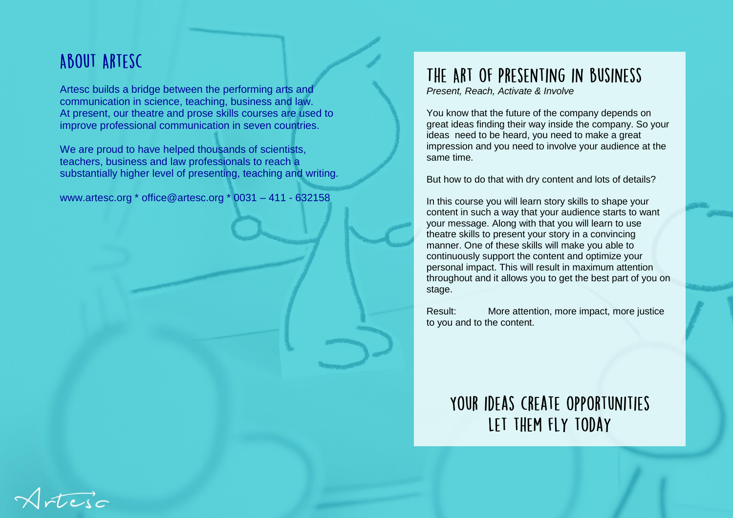## ABOUT ARTESC

Artesc builds a bridge between the performing arts and communication in science, teaching, business and law. At present, our theatre and prose skills courses are used to improve professional communication in seven countries.

We are proud to have helped thousands of scientists, teachers, business and law professionals to reach a substantially higher level of presenting, teaching and writing.

www.artesc.org * office@artesc.org * 0031 – 411 - 632158

## THE ART OF PRESENTING IN BUSINESS

*Present, Reach, Activate & Involve*

You know that the future of the company depends on great ideas finding their way inside the company. So your ideas need to be heard, you need to make a great impression and you need to involve your audience at the same time.

But how to do that with dry content and lots of details?

In this course you will learn story skills to shape your content in such a way that your audience starts to want your message. Along with that you will learn to use theatre skills to present your story in a convincing manner. One of these skills will make you able to continuously support the content and optimize your personal impact. This will result in maximum attention throughout and it allows you to get the best part of you on stage.

Result: More attention, more impact, more justice to you and to the content.

### YOUR IDEAS CREATE OPPORTUNITIES
### LET THEM FLY TODAY

Artesc